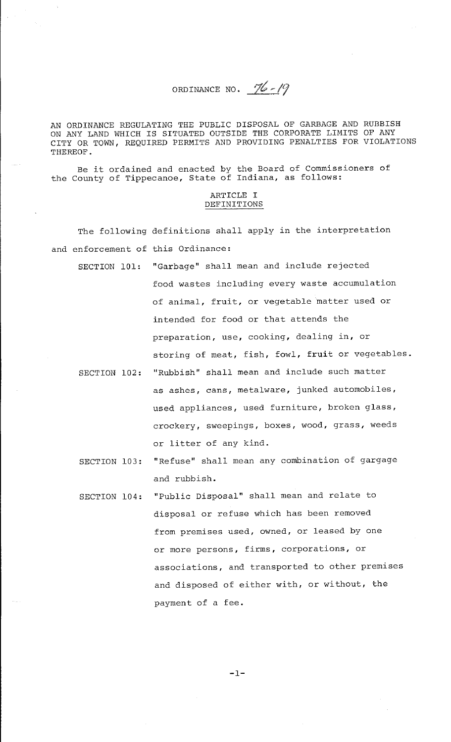# ORDINANCE NO. 76-19

AN ORDINANCE REGULATING THE PUBLIC DISPOSAL OF GARBAGE AND RUBBISH ON ANY LAND WHICH IS SITUATED OUTSIDE THE CORPORATE LIMITS OF ANY CITY OR TOWN, REQUIRED PERMITS AND PROVIDING PENALTIES FOR VIOLATIONS THEREOF.

Be it ordained and enacted by the Board of Commissioners of the County of Tippecanoe, State of Indiana, as follows:

## ARTICLE I
## DEFINITIONS

The following definitions shall apply in the interpretation and enforcement of this Ordinance:

SECTION 101: "Garbage" shall mean and include rejected food wastes including every waste accumulation of animal, fruit, or vegetable matter used or intended for food or that attends the preparation, use, cooking, dealing in, or storing of meat, fish, fowl, fruit or vegetables.

SECTION 102: "Rubbish" shall mean and include such matter as ashes, cans, metalware, junked automobiles, used appliances, used furniture, broken glass, crockery, sweepings, boxes, wood, grass, weeds or litter of any kind.

SECTION 103: "Refuse" shall mean any combination of gargage and rubbish.

SECTION 104: "Public Disposal" shall mean and relate to disposal or refuse which has been removed from premises used, owned, or leased by one or more persons, firms, corporations, or associations, and transported to other premises and disposed of either with, or without, the payment of a fee.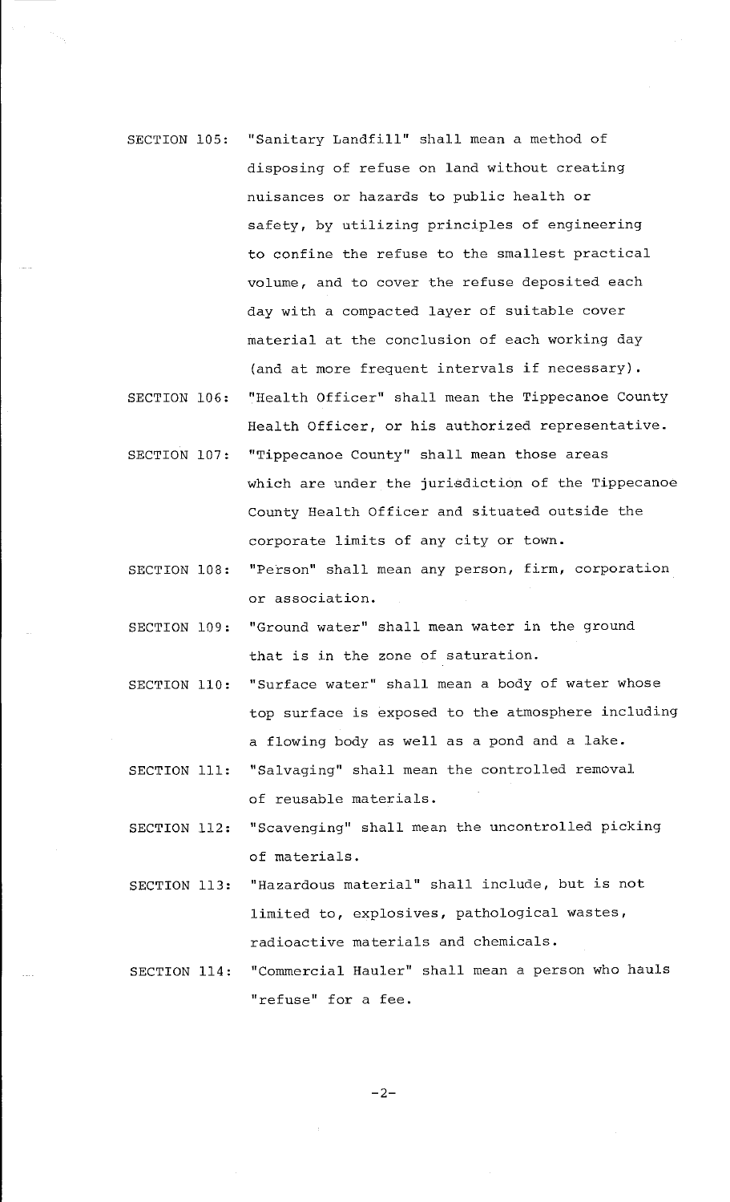SECTION 105: "Sanitary Landfill" shall mean a method of disposing of refuse on land without creating nuisances or hazards to public health or safety, by utilizing principles of engineering to confine the refuse to the smallest practical volume, and to cover the refuse deposited each day with a compacted layer of suitable cover material at the conclusion of each working day (and at more frequent intervals if necessary).

SECTION 106: "Health Officer" shall mean the Tippecanoe County Health Officer, or his authorized representative.

SECTION 107: "Tippecanoe County" shall mean those areas which are under the jurisdiction of the Tippecanoe County Health Officer and situated outside the corporate limits of any city or town.

SECTION 108: "Person" shall mean any person, firm, corporation or association.

SECTION 109: "Ground water" shall mean water in the ground that is in the zone of saturation.

SECTION 110: "Surface water" shall mean a body of water whose top surface is exposed to the atmosphere including a flowing body as well as a pond and a lake.

SECTION 111: "Salvaging" shall mean the controlled removal of reusable materials.

SECTION 112: "Scavenging" shall mean the uncontrolled picking of materials.

SECTION 113: "Hazardous material" shall include, but is not limited to, explosives, pathological wastes, radioactive materials and chemicals.

SECTION 114: "Commercial Hauler" shall mean a person who hauls "refuse" for a fee.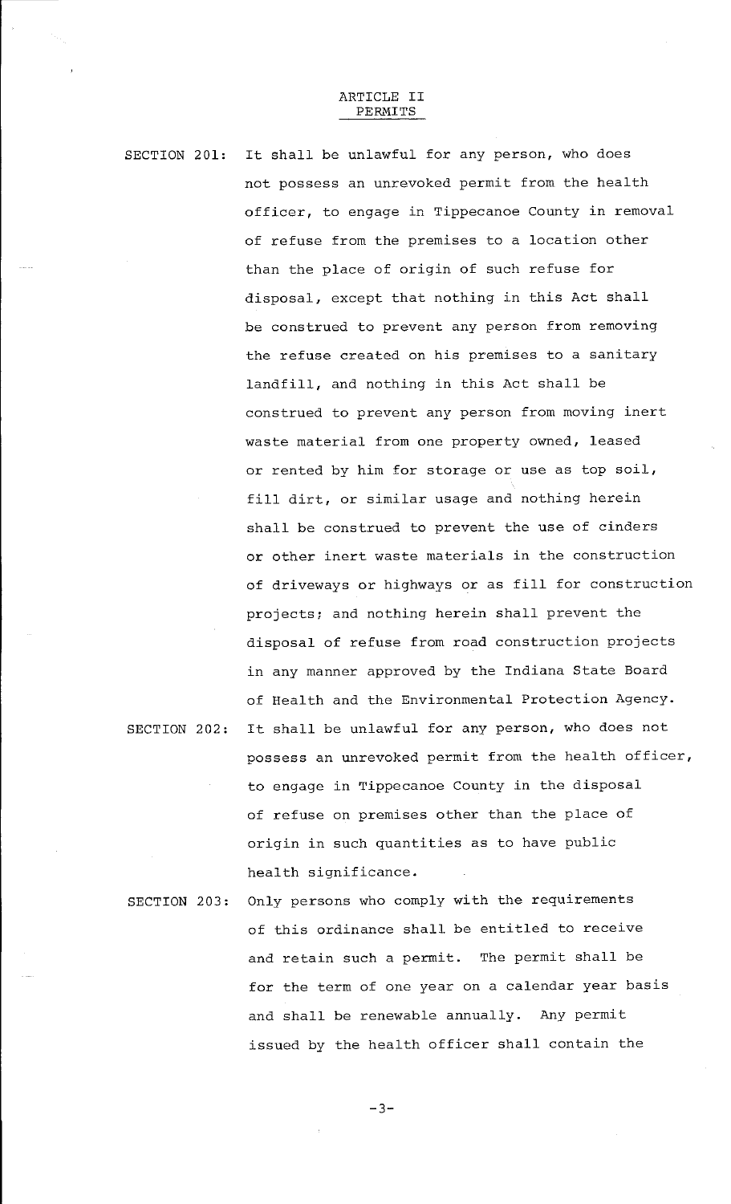## ARTICLE II
### PERMITS

**SECTION 201:** It shall be unlawful for any person, who does not possess an unrevoked permit from the health officer, to engage in Tippecanoe County in removal of refuse from the premises to a location other than the place of origin of such refuse for disposal, except that nothing in this Act shall be construed to prevent any person from removing the refuse created on his premises to a sanitary landfill, and nothing in this Act shall be construed to prevent any person from moving inert waste material from one property owned, leased or rented by him for storage or use as top soil, fill dirt, or similar usage and nothing herein shall be construed to prevent the use of cinders or other inert waste materials in the construction of driveways or highways or as fill for construction projects; and nothing herein shall prevent the disposal of refuse from road construction projects in any manner approved by the Indiana State Board of Health and the Environmental Protection Agency.

**SECTION 202:** It shall be unlawful for any person, who does not possess an unrevoked permit from the health officer, to engage in Tippecanoe County in the disposal of refuse on premises other than the place of origin in such quantities as to have public health significance.

**SECTION 203:** Only persons who comply with the requirements of this ordinance shall be entitled to receive and retain such a permit. The permit shall be for the term of one year on a calendar year basis and shall be renewable annually. Any permit issued by the health officer shall contain the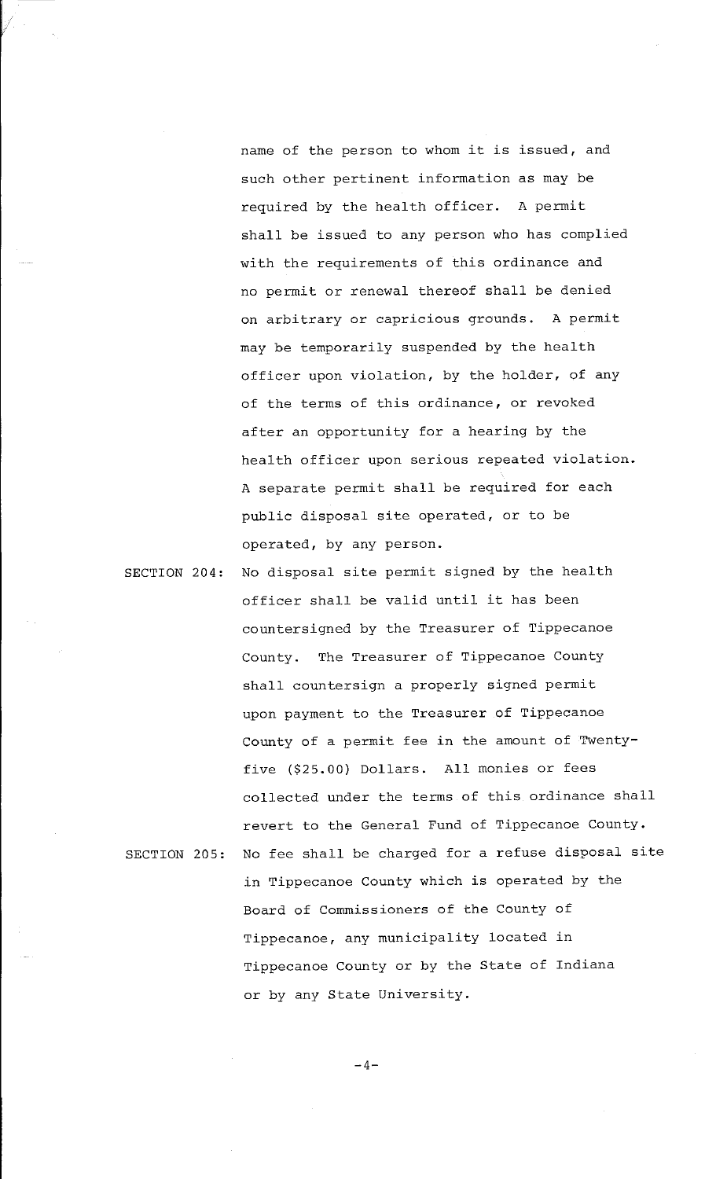name of the person to whom it is issued, and such other pertinent information as may be required by the health officer. A permit shall be issued to any person who has complied with the requirements of this ordinance and no permit or renewal thereof shall be denied on arbitrary or capricious grounds. A permit may be temporarily suspended by the health officer upon violation, by the holder, of any of the terms of this ordinance, or revoked after an opportunity for a hearing by the health officer upon serious repeated violation. A separate permit shall be required for each public disposal site operated, or to be operated, by any person.

SECTION 204: No disposal site permit signed by the health officer shall be valid until it has been countersigned by the Treasurer of Tippecanoe County. The Treasurer of Tippecanoe County shall countersign a properly signed permit upon payment to the Treasurer of Tippecanoe County of a permit fee in the amount of Twenty-five ($25.00) Dollars. All monies or fees collected under the terms of this ordinance shall revert to the General Fund of Tippecanoe County.

SECTION 205: No fee shall be charged for a refuse disposal site in Tippecanoe County which is operated by the Board of Commissioners of the County of Tippecanoe, any municipality located in Tippecanoe County or by the State of Indiana or by any State University.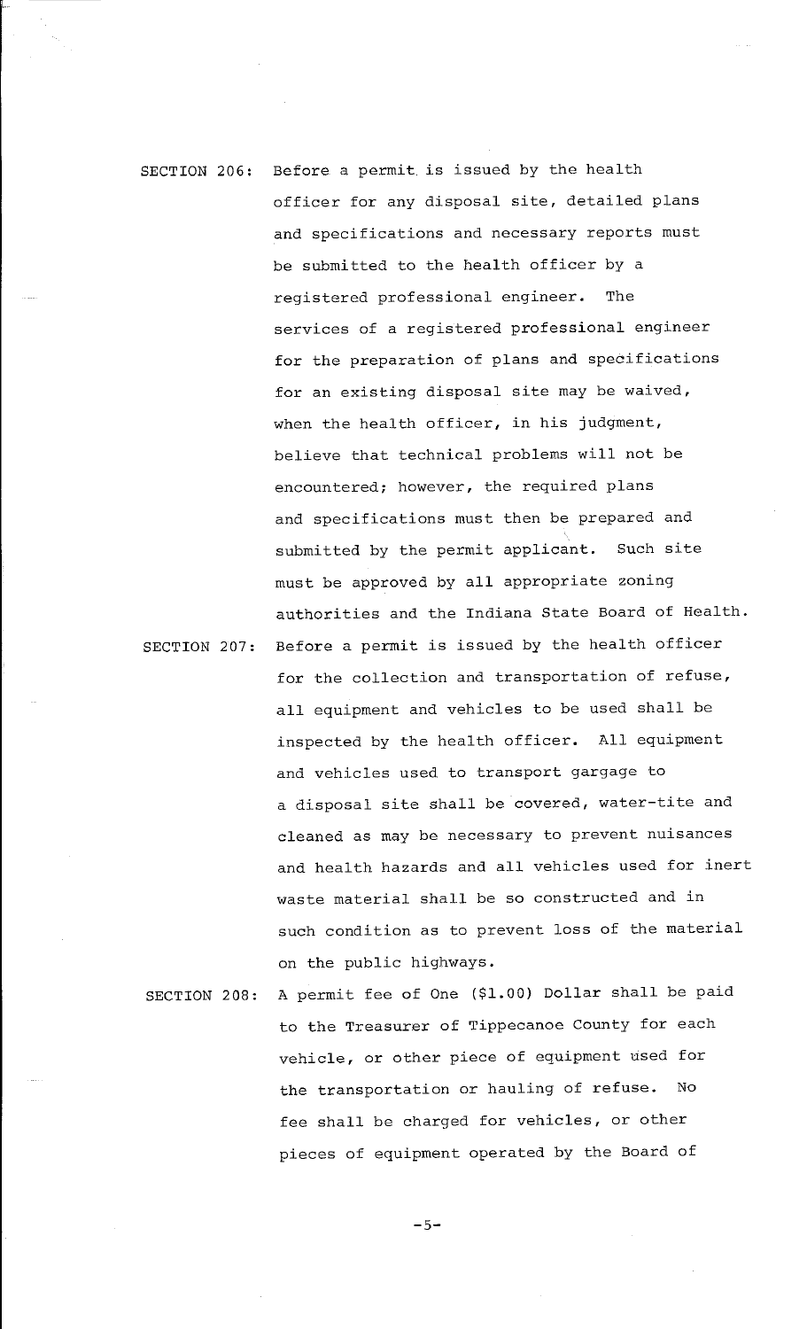SECTION 206: Before a permit is issued by the health officer for any disposal site, detailed plans and specifications and necessary reports must be submitted to the health officer by a registered professional engineer. The services of a registered professional engineer for the preparation of plans and specifications for an existing disposal site may be waived, when the health officer, in his judgment, believe that technical problems will not be encountered; however, the required plans and specifications must then be prepared and submitted by the permit applicant. Such site must be approved by all appropriate zoning authorities and the Indiana State Board of Health.

SECTION 207: Before a permit is issued by the health officer for the collection and transportation of refuse, all equipment and vehicles to be used shall be inspected by the health officer. All equipment and vehicles used to transport gargage to a disposal site shall be covered, water-tite and cleaned as may be necessary to prevent nuisances and health hazards and all vehicles used for inert waste material shall be so constructed and in such condition as to prevent loss of the material on the public highways.

SECTION 208: A permit fee of One ($1.00) Dollar shall be paid to the Treasurer of Tippecanoe County for each vehicle, or other piece of equipment used for the transportation or hauling of refuse. No fee shall be charged for vehicles, or other pieces of equipment operated by the Board of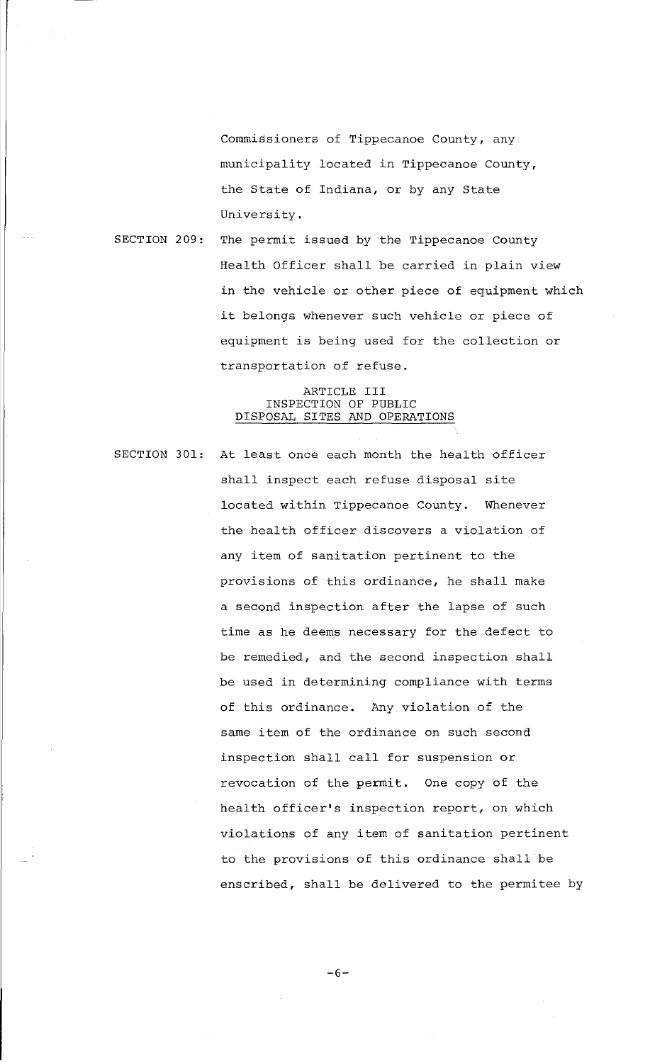Commissioners of Tippecanoe County, any municipality located in Tippecanoe County, the State of Indiana, or by any State University.

SECTION 209: The permit issued by the Tippecanoe County Health Officer shall be carried in plain view in the vehicle or other piece of equipment which it belongs whenever such vehicle or piece of equipment is being used for the collection or transportation of refuse.

## ARTICLE III
## INSPECTION OF PUBLIC DISPOSAL SITES AND OPERATIONS

SECTION 301: At least once each month the health officer shall inspect each refuse disposal site located within Tippecanoe County. Whenever the health officer discovers a violation of any item of sanitation pertinent to the provisions of this ordinance, he shall make a second inspection after the lapse of such time as he deems necessary for the defect to be remedied, and the second inspection shall be used in determining compliance with terms of this ordinance. Any violation of the same item of the ordinance on such second inspection shall call for suspension or revocation of the permit. One copy of the health officer's inspection report, on which violations of any item of sanitation pertinent to the provisions of this ordinance shall be enscribed, shall be delivered to the permitee by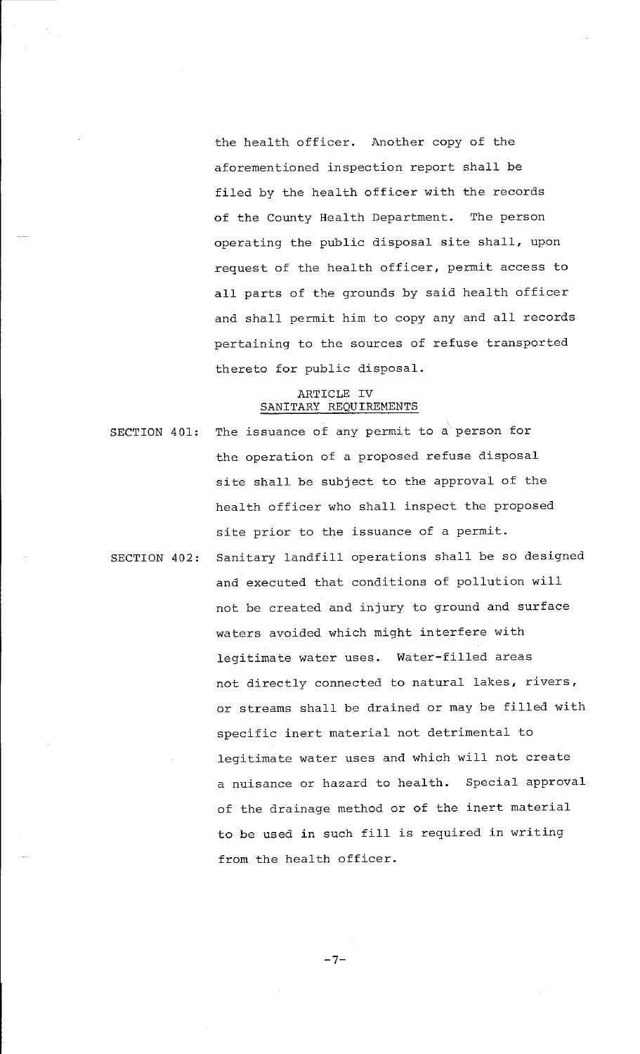the health officer. Another copy of the aforementioned inspection report shall be filed by the health officer with the records of the County Health Department. The person operating the public disposal site shall, upon request of the health officer, permit access to all parts of the grounds by said health officer and shall permit him to copy any and all records pertaining to the sources of refuse transported thereto for public disposal.

## ARTICLE IV
## SANITARY REQUIREMENTS

SECTION 401: The issuance of any permit to a person for the operation of a proposed refuse disposal site shall be subject to the approval of the health officer who shall inspect the proposed site prior to the issuance of a permit.

SECTION 402: Sanitary landfill operations shall be so designed and executed that conditions of pollution will not be created and injury to ground and surface waters avoided which might interfere with legitimate water uses. Water-filled areas not directly connected to natural lakes, rivers, or streams shall be drained or may be filled with specific inert material not detrimental to legitimate water uses and which will not create a nuisance or hazard to health. Special approval of the drainage method or of the inert material to be used in such fill is required in writing from the health officer.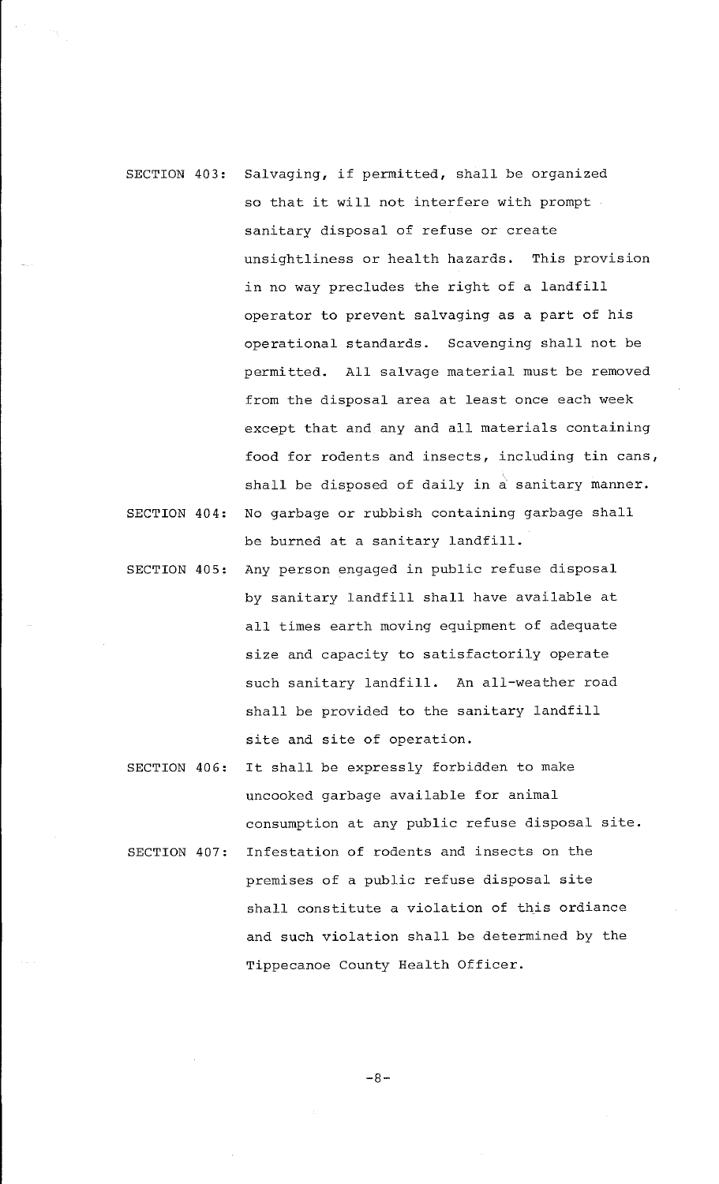SECTION 403: Salvaging, if permitted, shall be organized so that it will not interfere with prompt sanitary disposal of refuse or create unsightliness or health hazards. This provision in no way precludes the right of a landfill operator to prevent salvaging as a part of his operational standards. Scavenging shall not be permitted. All salvage material must be removed from the disposal area at least once each week except that and any and all materials containing food for rodents and insects, including tin cans, shall be disposed of daily in a sanitary manner.

SECTION 404: No garbage or rubbish containing garbage shall be burned at a sanitary landfill.

SECTION 405: Any person engaged in public refuse disposal by sanitary landfill shall have available at all times earth moving equipment of adequate size and capacity to satisfactorily operate such sanitary landfill. An all-weather road shall be provided to the sanitary landfill site and site of operation.

SECTION 406: It shall be expressly forbidden to make uncooked garbage available for animal consumption at any public refuse disposal site.

SECTION 407: Infestation of rodents and insects on the premises of a public refuse disposal site shall constitute a violation of this ordiance and such violation shall be determined by the Tippecanoe County Health Officer.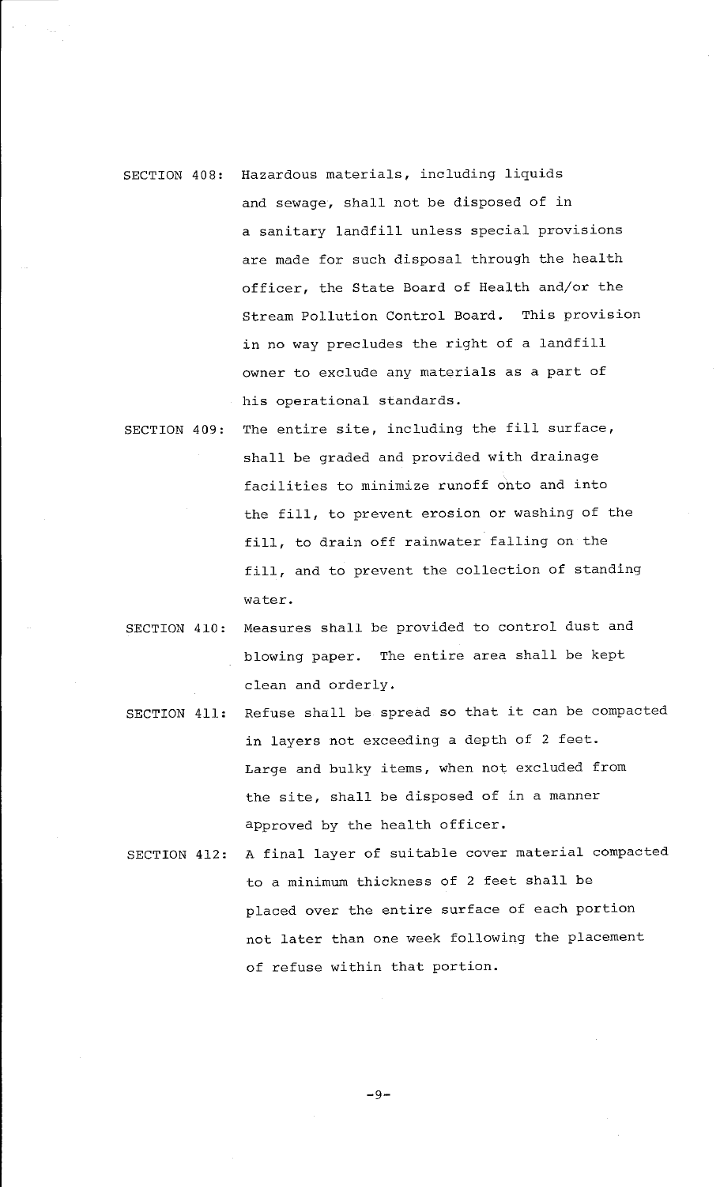SECTION 408: Hazardous materials, including liquids and sewage, shall not be disposed of in a sanitary landfill unless special provisions are made for such disposal through the health officer, the State Board of Health and/or the Stream Pollution Control Board. This provision in no way precludes the right of a landfill owner to exclude any materials as a part of his operational standards.

SECTION 409: The entire site, including the fill surface, shall be graded and provided with drainage facilities to minimize runoff onto and into the fill, to prevent erosion or washing of the fill, to drain off rainwater falling on the fill, and to prevent the collection of standing water.

SECTION 410: Measures shall be provided to control dust and blowing paper. The entire area shall be kept clean and orderly.

SECTION 411: Refuse shall be spread so that it can be compacted in layers not exceeding a depth of 2 feet. Large and bulky items, when not excluded from the site, shall be disposed of in a manner approved by the health officer.

SECTION 412: A final layer of suitable cover material compacted to a minimum thickness of 2 feet shall be placed over the entire surface of each portion not later than one week following the placement of refuse within that portion.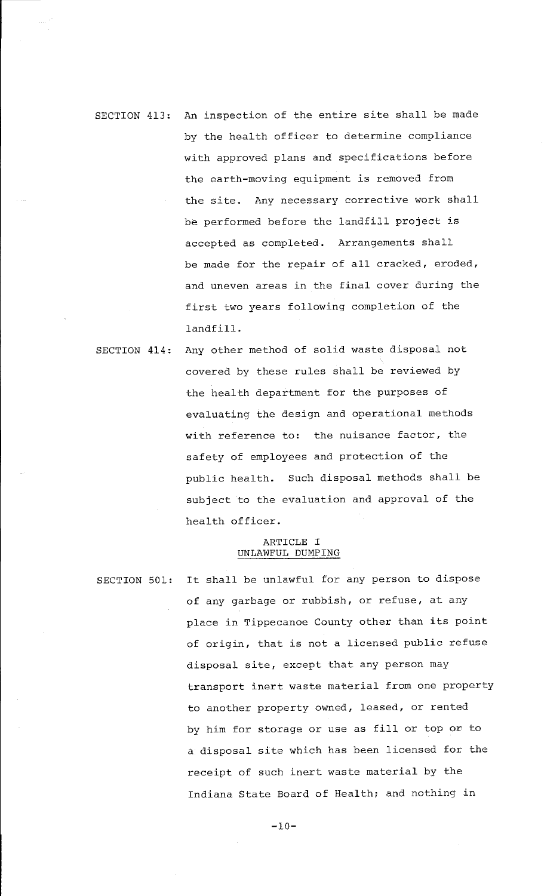SECTION 413: An inspection of the entire site shall be made by the health officer to determine compliance with approved plans and specifications before the earth-moving equipment is removed from the site. Any necessary corrective work shall be performed before the landfill project is accepted as completed. Arrangements shall be made for the repair of all cracked, eroded, and uneven areas in the final cover during the first two years following completion of the landfill.

SECTION 414: Any other method of solid waste disposal not covered by these rules shall be reviewed by the health department for the purposes of evaluating the design and operational methods with reference to: the nuisance factor, the safety of employees and protection of the public health. Such disposal methods shall be subject to the evaluation and approval of the health officer.

## ARTICLE I
## UNLAWFUL DUMPING

SECTION 501: It shall be unlawful for any person to dispose of any garbage or rubbish, or refuse, at any place in Tippecanoe County other than its point of origin, that is not a licensed public refuse disposal site, except that any person may transport inert waste material from one property to another property owned, leased, or rented by him for storage or use as fill or top or to a disposal site which has been licensed for the receipt of such inert waste material by the Indiana State Board of Health; and nothing in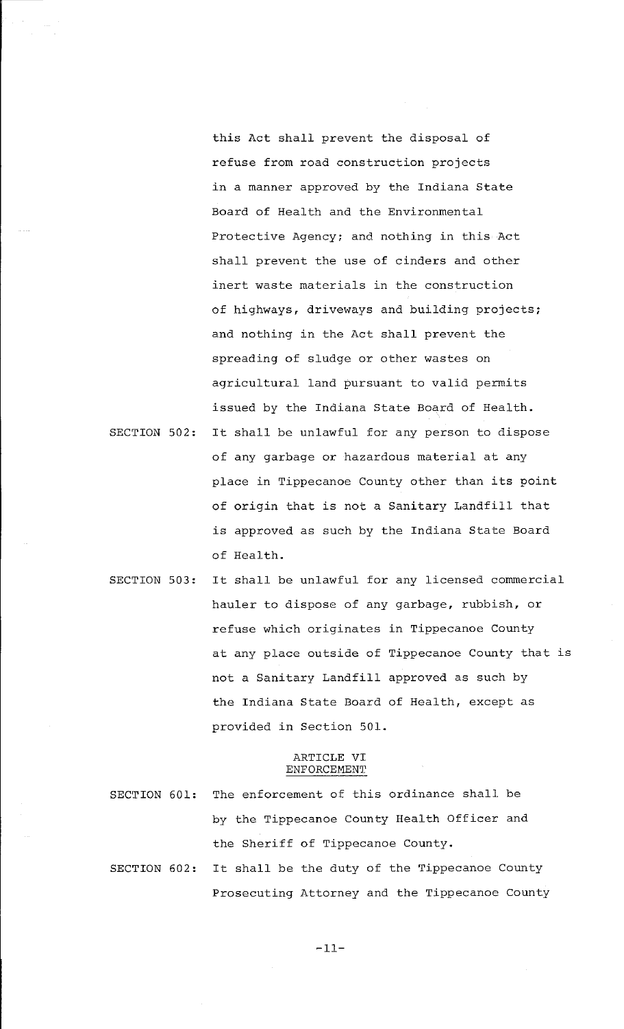this Act shall prevent the disposal of refuse from road construction projects in a manner approved by the Indiana State Board of Health and the Environmental Protective Agency; and nothing in this Act shall prevent the use of cinders and other inert waste materials in the construction of highways, driveways and building projects; and nothing in the Act shall prevent the spreading of sludge or other wastes on agricultural land pursuant to valid permits issued by the Indiana State Board of Health.

SECTION 502: It shall be unlawful for any person to dispose of any garbage or hazardous material at any place in Tippecanoe County other than its point of origin that is not a Sanitary Landfill that is approved as such by the Indiana State Board of Health.

SECTION 503: It shall be unlawful for any licensed commercial hauler to dispose of any garbage, rubbish, or refuse which originates in Tippecanoe County at any place outside of Tippecanoe County that is not a Sanitary Landfill approved as such by the Indiana State Board of Health, except as provided in Section 501.

## ARTICLE VI
## ENFORCEMENT

SECTION 601: The enforcement of this ordinance shall be by the Tippecanoe County Health Officer and the Sheriff of Tippecanoe County.

SECTION 602: It shall be the duty of the Tippecanoe County Prosecuting Attorney and the Tippecanoe County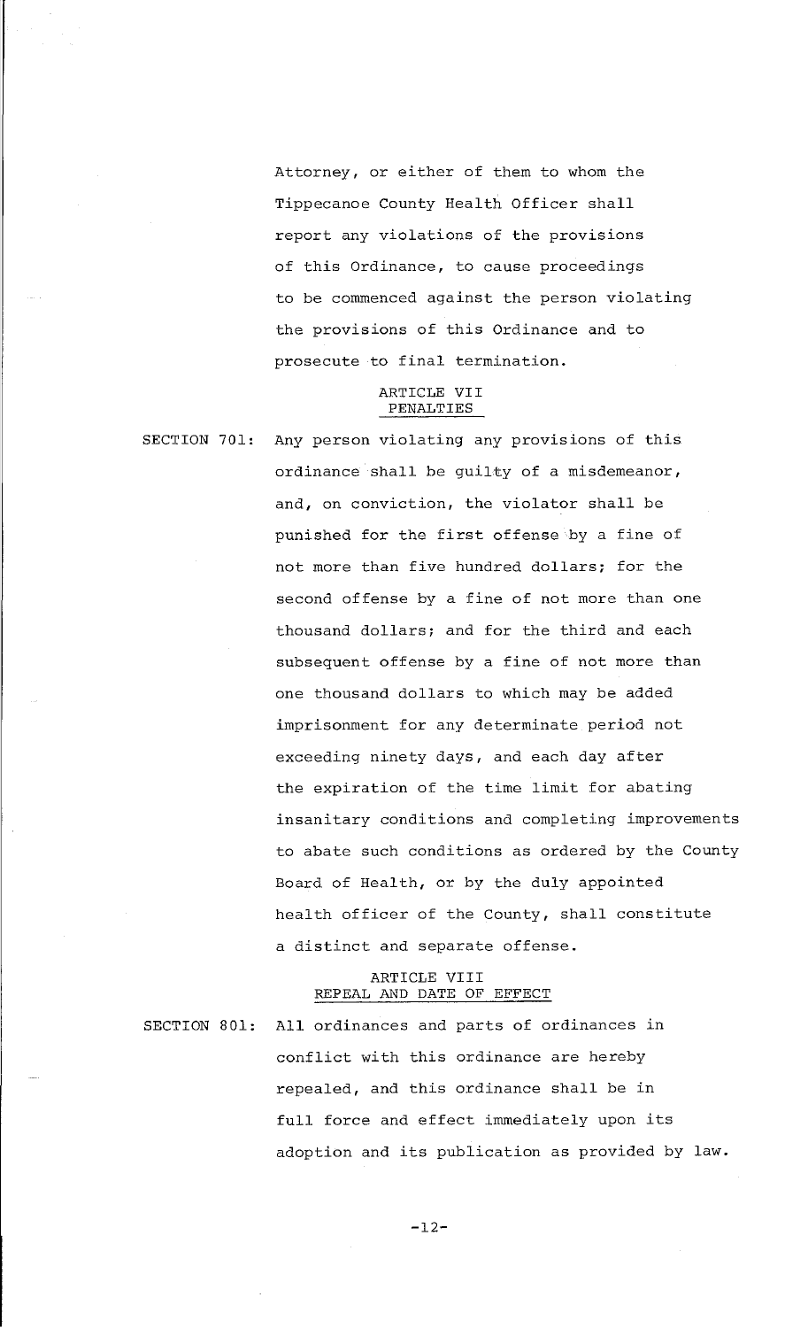Attorney, or either of them to whom the Tippecanoe County Health Officer shall report any violations of the provisions of this Ordinance, to cause proceedings to be commenced against the person violating the provisions of this Ordinance and to prosecute to final termination.

## ARTICLE VII
## PENALTIES

SECTION 701: Any person violating any provisions of this ordinance shall be guilty of a misdemeanor, and, on conviction, the violator shall be punished for the first offense by a fine of not more than five hundred dollars; for the second offense by a fine of not more than one thousand dollars; and for the third and each subsequent offense by a fine of not more than one thousand dollars to which may be added imprisonment for any determinate period not exceeding ninety days, and each day after the expiration of the time limit for abating insanitary conditions and completing improvements to abate such conditions as ordered by the County Board of Health, or by the duly appointed health officer of the County, shall constitute a distinct and separate offense.

## ARTICLE VIII
## REPEAL AND DATE OF EFFECT

SECTION 801: All ordinances and parts of ordinances in conflict with this ordinance are hereby repealed, and this ordinance shall be in full force and effect immediately upon its adoption and its publication as provided by law.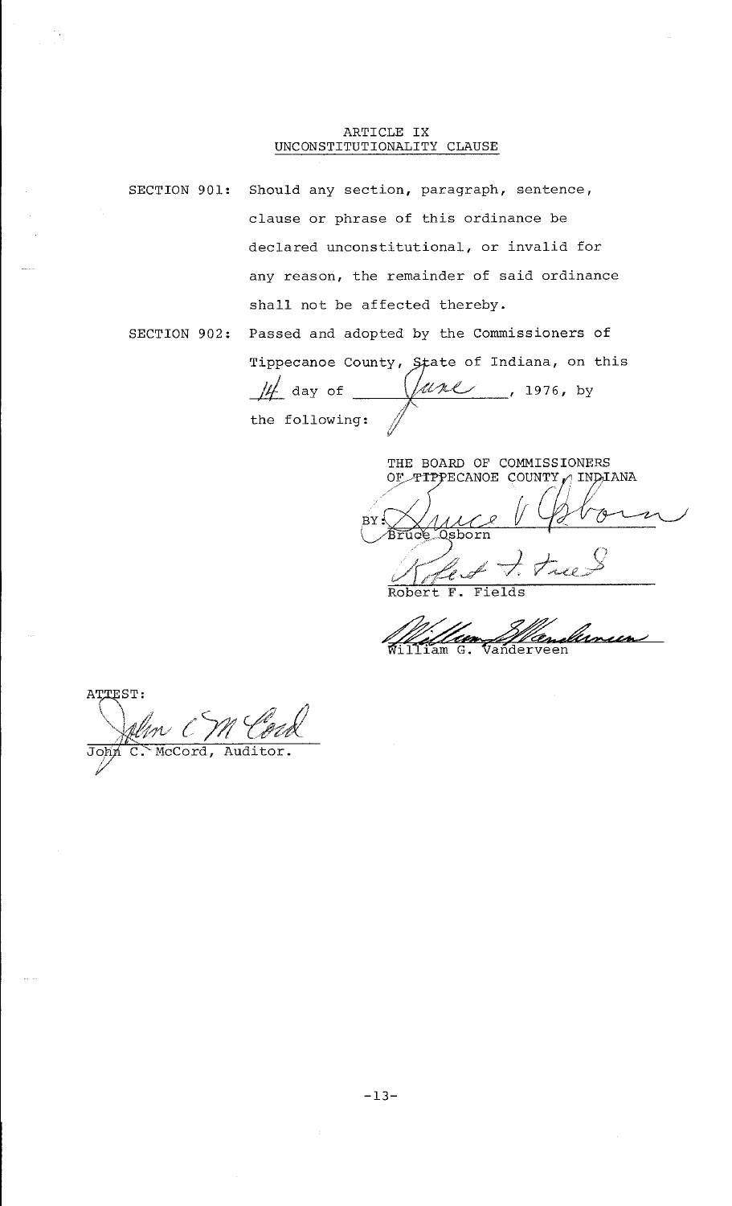## ARTICLE IX
## UNCONSTITUTIONALITY CLAUSE

SECTION 901: Should any section, paragraph, sentence, clause or phrase of this ordinance be declared unconstitutional, or invalid for any reason, the remainder of said ordinance shall not be affected thereby.

SECTION 902: Passed and adopted by the Commissioners of Tippecanoe County, State of Indiana, on this 14 day of June, 1976, by the following:

THE BOARD OF COMMISSIONERS OF TIPPECANOE COUNTY, INDIANA

BY: Bruce V Osborn
Bruce Osborn

Robert F. Fields
Robert F. Fields

William G. Vanderveen
William G. Vanderveen

ATTEST:

John C. McCord
John C. McCord, Auditor.